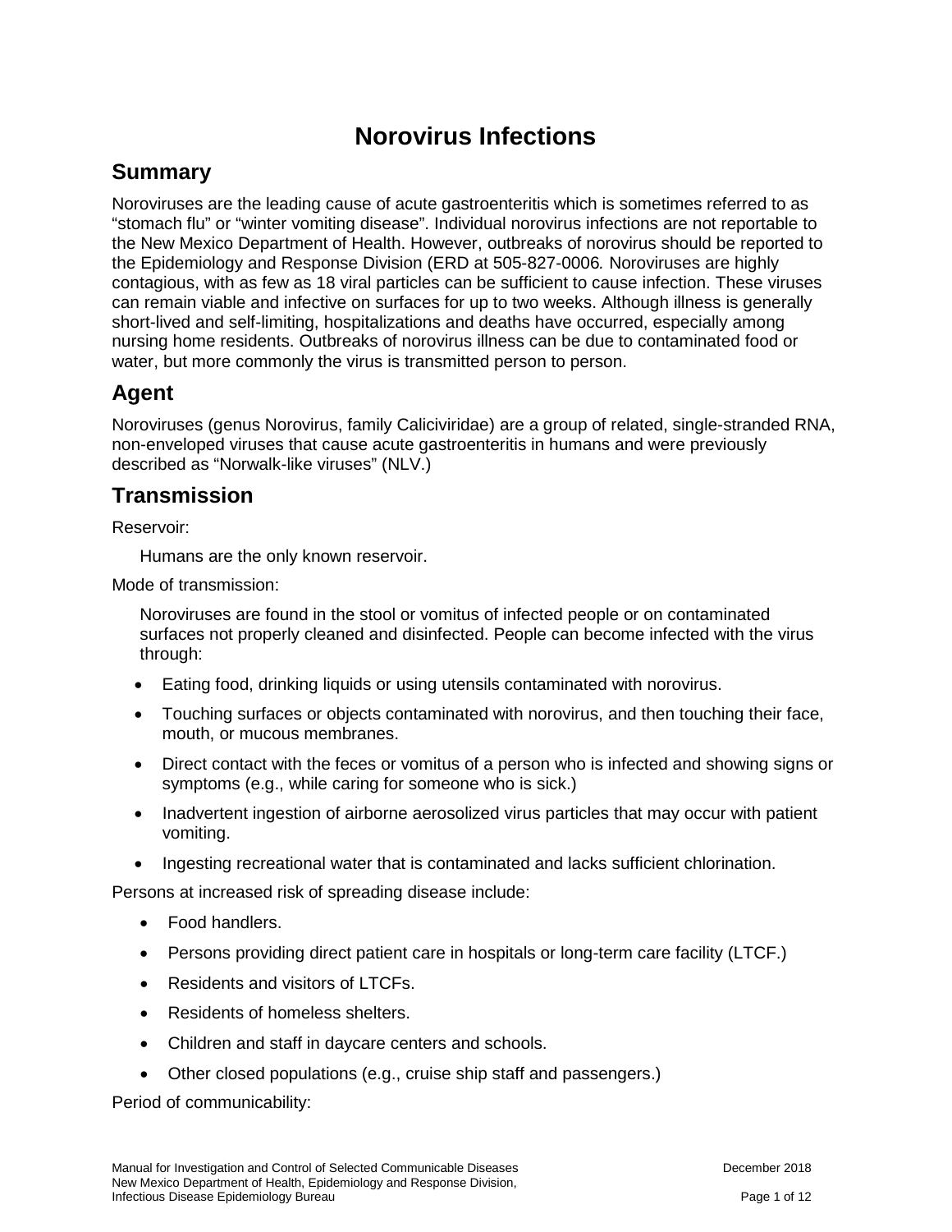# Norovirus Infections

## Summary

Noroviruses are the leading cause of acute gastroenteritis which is sometimes referred to as "stomach flu" or "winter vomiting disease". Individual norovirus infections are not reportable to the New Mexico Department of Health. However, outbreaks of norovirus should be reported to the Epidemiology and Response Division (ERD at 505-827-0006*.* Noroviruses are highly contagious, with as few as 18 viral particles can be sufficient to cause infection. These viruses can remain viable and infective on surfaces for up to two weeks. Although illness is generally short-lived and self-limiting, hospitalizations and deaths have occurred, especially among nursing home residents. Outbreaks of norovirus illness can be due to contaminated food or water, but more commonly the virus is transmitted person to person.

## Agent

Noroviruses (genus Norovirus, family Caliciviridae) are a group of related, single-stranded RNA, non-enveloped viruses that cause acute gastroenteritis in humans and were previously described as "Norwalk-like viruses" (NLV.)

## Transmission

Reservoir:

Humans are the only known reservoir.

Mode of transmission:

Noroviruses are found in the stool or vomitus of infected people or on contaminated surfaces not properly cleaned and disinfected. People can become infected with the virus through:

- Eating food, drinking liquids or using utensils contaminated with norovirus.
- Touching surfaces or objects contaminated with norovirus, and then touching their face, mouth, or mucous membranes.
- Direct contact with the feces or vomitus of a person who is infected and showing signs or symptoms (e.g., while caring for someone who is sick.)
- Inadvertent ingestion of airborne aerosolized virus particles that may occur with patient vomiting.
- Ingesting recreational water that is contaminated and lacks sufficient chlorination.

Persons at increased risk of spreading disease include:

- Food handlers.
- Persons providing direct patient care in hospitals or long-term care facility (LTCF.)
- Residents and visitors of LTCFs.
- Residents of homeless shelters.
- Children and staff in daycare centers and schools.
- Other closed populations (e.g., cruise ship staff and passengers.)

Period of communicability: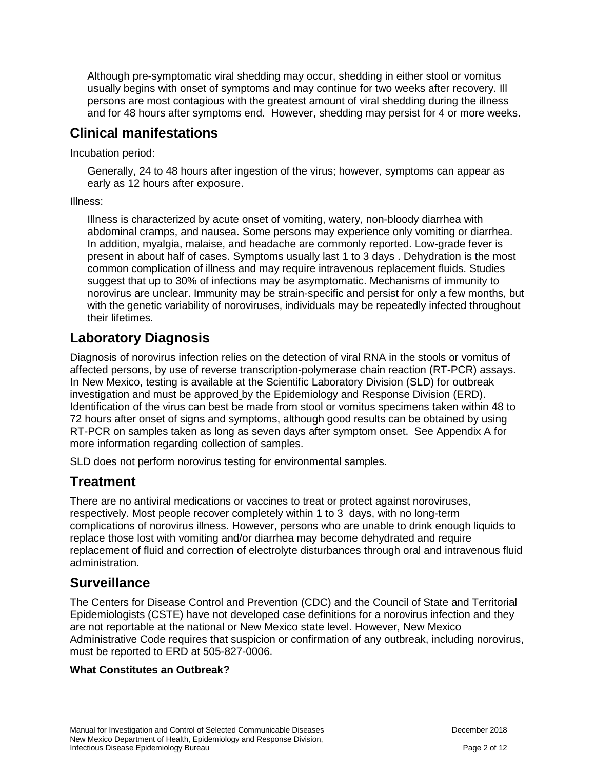Although pre-symptomatic viral shedding may occur, shedding in either stool or vomitus usually begins with onset of symptoms and may continue for two weeks after recovery. Ill persons are most contagious with the greatest amount of viral shedding during the illness and for 48 hours after symptoms end. However, shedding may persist for 4 or more weeks.

## Clinical manifestations

Incubation period:

Generally, 24 to 48 hours after ingestion of the virus; however, symptoms can appear as early as 12 hours after exposure.

Illness:

Illness is characterized by acute onset of vomiting, watery, non-bloody diarrhea with abdominal cramps, and nausea. Some persons may experience only vomiting or diarrhea. In addition, myalgia, malaise, and headache are commonly reported. Low-grade fever is present in about half of cases. Symptoms usually last 1 to 3 days . Dehydration is the most common complication of illness and may require intravenous replacement fluids. Studies suggest that up to 30% of infections may be asymptomatic. Mechanisms of immunity to norovirus are unclear. Immunity may be strain-specific and persist for only a few months, but with the genetic variability of noroviruses, individuals may be repeatedly infected throughout their lifetimes.

## Laboratory Diagnosis

Diagnosis of norovirus infection relies on the detection of viral RNA in the stools or vomitus of affected persons, by use of reverse transcription-polymerase chain reaction (RT-PCR) assays. In New Mexico, testing is available at the Scientific Laboratory Division (SLD) for outbreak investigation and must be approved by the Epidemiology and Response Division (ERD). Identification of the virus can best be made from stool or vomitus specimens taken within 48 to 72 hours after onset of signs and symptoms, although good results can be obtained by using RT-PCR on samples taken as long as seven days after symptom onset. See Appendix A for more information regarding collection of samples.

SLD does not perform norovirus testing for environmental samples.

## Treatment

There are no antiviral medications or vaccines to treat or protect against noroviruses, respectively. Most people recover completely within 1 to 3 days, with no long-term complications of norovirus illness. However, persons who are unable to drink enough liquids to replace those lost with vomiting and/or diarrhea may become dehydrated and require replacement of fluid and correction of electrolyte disturbances through oral and intravenous fluid administration.

## Surveillance

The Centers for Disease Control and Prevention (CDC) and the Council of State and Territorial Epidemiologists (CSTE) have not developed case definitions for a norovirus infection and they are not reportable at the national or New Mexico state level. However, New Mexico Administrative Code requires that suspicion or confirmation of any outbreak, including norovirus, must be reported to ERD at 505-827-0006.

**What Constitutes an Outbreak?**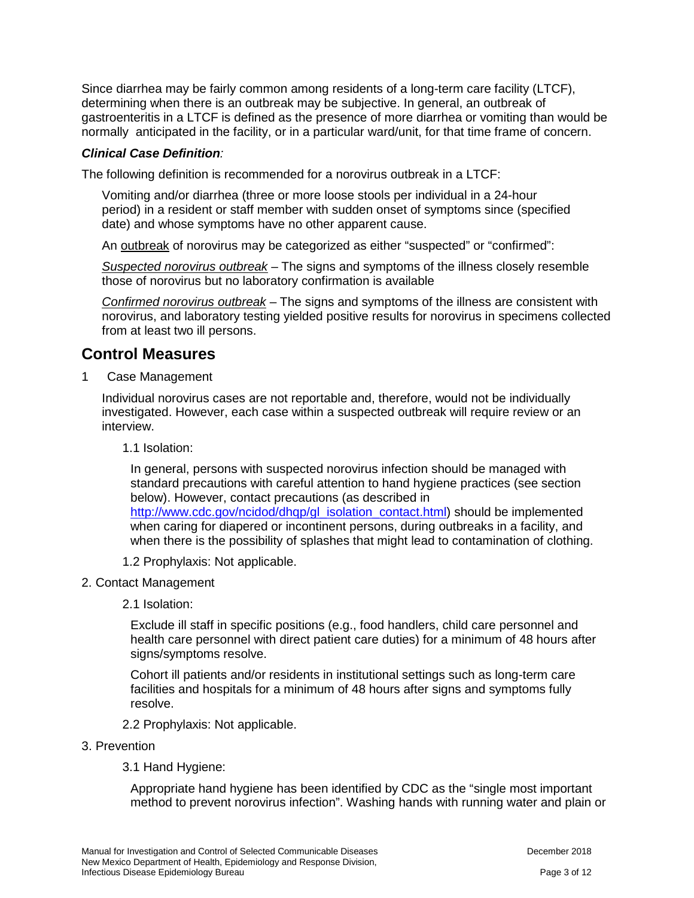Since diarrhea may be fairly common among residents of a long-term care facility (LTCF), determining when there is an outbreak may be subjective. In general, an outbreak of gastroenteritis in a LTCF is defined as the presence of more diarrhea or vomiting than would be normally anticipated in the facility, or in a particular ward/unit, for that time frame of concern.

***Clinical Case Definition**:*

The following definition is recommended for a norovirus outbreak in a LTCF:

Vomiting and/or diarrhea (three or more loose stools per individual in a 24-hour period) in a resident or staff member with sudden onset of symptoms since (specified date) and whose symptoms have no other apparent cause.

An outbreak of norovirus may be categorized as either "suspected" or "confirmed":

*Suspected norovirus outbreak* – The signs and symptoms of the illness closely resemble those of norovirus but no laboratory confirmation is available

*Confirmed norovirus outbreak* – The signs and symptoms of the illness are consistent with norovirus, and laboratory testing yielded positive results for norovirus in specimens collected from at least two ill persons.

## Control Measures

1 Case Management

Individual norovirus cases are not reportable and, therefore, would not be individually investigated. However, each case within a suspected outbreak will require review or an interview.

1.1 Isolation:

In general, persons with suspected norovirus infection should be managed with standard precautions with careful attention to hand hygiene practices (see section below). However, contact precautions (as described in [http://www.cdc.gov/ncidod/dhqp/gl_isolation_contact.html](http://www.cdc.gov/ncidod/dhqp/gl_isolation_contact.html)) should be implemented when caring for diapered or incontinent persons, during outbreaks in a facility, and when there is the possibility of splashes that might lead to contamination of clothing.

1.2 Prophylaxis: Not applicable.

2. Contact Management

2.1 Isolation:

Exclude ill staff in specific positions (e.g., food handlers, child care personnel and health care personnel with direct patient care duties) for a minimum of 48 hours after signs/symptoms resolve.

Cohort ill patients and/or residents in institutional settings such as long-term care facilities and hospitals for a minimum of 48 hours after signs and symptoms fully resolve.

2.2 Prophylaxis: Not applicable.

3. Prevention

3.1 Hand Hygiene:

Appropriate hand hygiene has been identified by CDC as the "single most important method to prevent norovirus infection". Washing hands with running water and plain or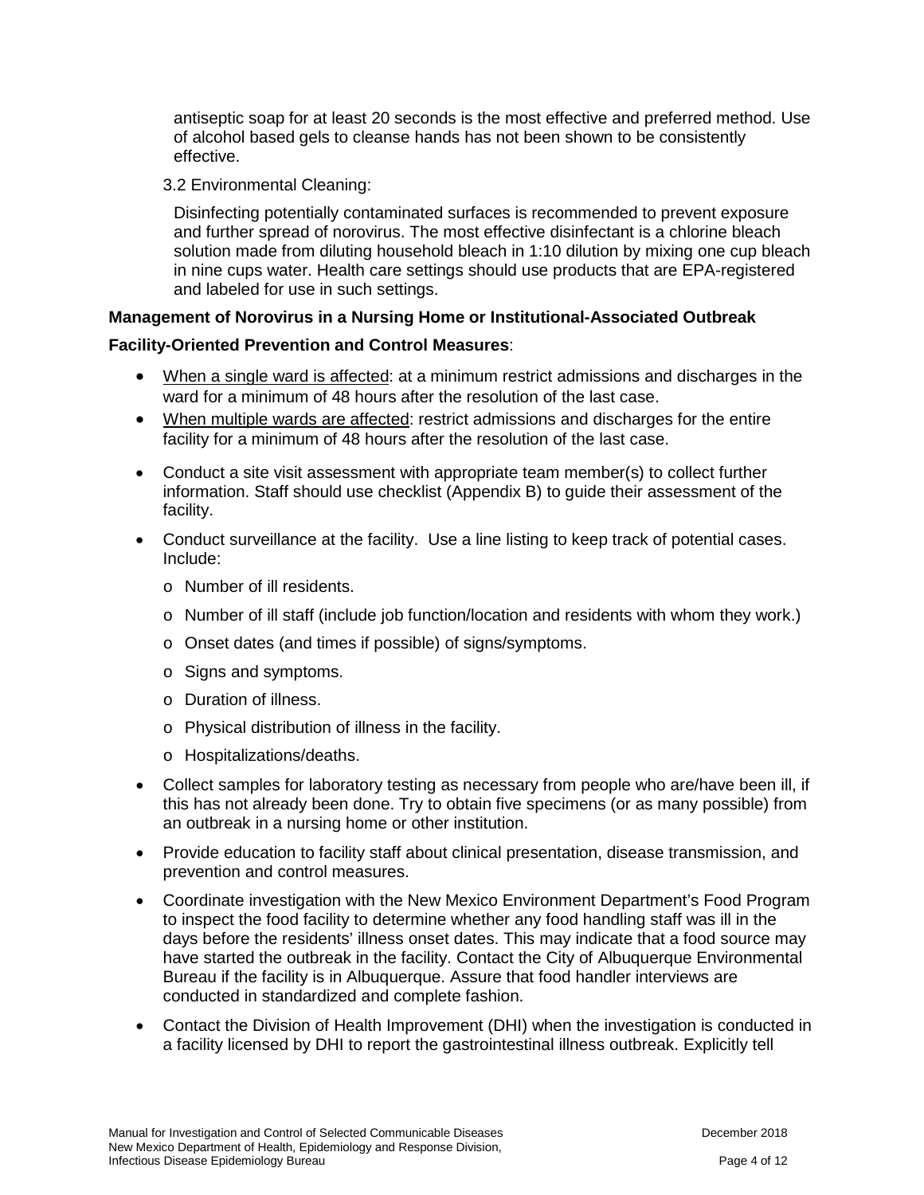antiseptic soap for at least 20 seconds is the most effective and preferred method. Use of alcohol based gels to cleanse hands has not been shown to be consistently effective.

3.2 Environmental Cleaning:

Disinfecting potentially contaminated surfaces is recommended to prevent exposure and further spread of norovirus. The most effective disinfectant is a chlorine bleach solution made from diluting household bleach in 1:10 dilution by mixing one cup bleach in nine cups water. Health care settings should use products that are EPA-registered and labeled for use in such settings.

**Management of Norovirus in a Nursing Home or Institutional-Associated Outbreak**

**Facility-Oriented Prevention and Control Measures**:

- <u>When a single ward is affected</u>: at a minimum restrict admissions and discharges in the ward for a minimum of 48 hours after the resolution of the last case.
- <u>When multiple wards are affected</u>: restrict admissions and discharges for the entire facility for a minimum of 48 hours after the resolution of the last case.
- Conduct a site visit assessment with appropriate team member(s) to collect further information. Staff should use checklist (Appendix B) to guide their assessment of the facility.
- Conduct surveillance at the facility. Use a line listing to keep track of potential cases. Include:
  - Number of ill residents.
  - Number of ill staff (include job function/location and residents with whom they work.)
  - Onset dates (and times if possible) of signs/symptoms.
  - Signs and symptoms.
  - Duration of illness.
  - Physical distribution of illness in the facility.
  - Hospitalizations/deaths.
- Collect samples for laboratory testing as necessary from people who are/have been ill, if this has not already been done. Try to obtain five specimens (or as many possible) from an outbreak in a nursing home or other institution.
- Provide education to facility staff about clinical presentation, disease transmission, and prevention and control measures.
- Coordinate investigation with the New Mexico Environment Department's Food Program to inspect the food facility to determine whether any food handling staff was ill in the days before the residents' illness onset dates. This may indicate that a food source may have started the outbreak in the facility. Contact the City of Albuquerque Environmental Bureau if the facility is in Albuquerque. Assure that food handler interviews are conducted in standardized and complete fashion.
- Contact the Division of Health Improvement (DHI) when the investigation is conducted in a facility licensed by DHI to report the gastrointestinal illness outbreak. Explicitly tell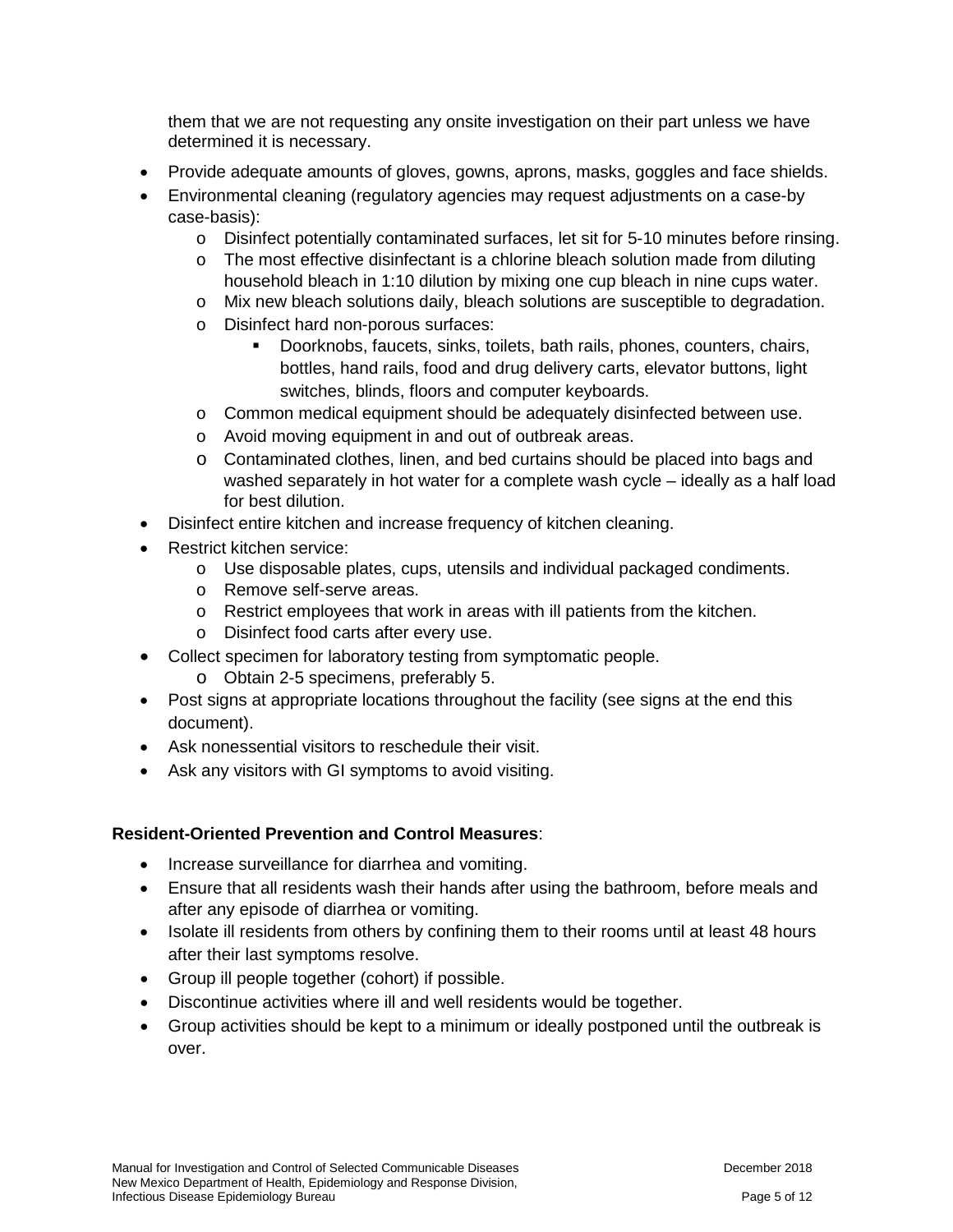them that we are not requesting any onsite investigation on their part unless we have determined it is necessary.

- Provide adequate amounts of gloves, gowns, aprons, masks, goggles and face shields.
- Environmental cleaning (regulatory agencies may request adjustments on a case-by case-basis):
  - Disinfect potentially contaminated surfaces, let sit for 5-10 minutes before rinsing.
  - The most effective disinfectant is a chlorine bleach solution made from diluting household bleach in 1:10 dilution by mixing one cup bleach in nine cups water.
  - Mix new bleach solutions daily, bleach solutions are susceptible to degradation.
  - Disinfect hard non-porous surfaces:
    - Doorknobs, faucets, sinks, toilets, bath rails, phones, counters, chairs, bottles, hand rails, food and drug delivery carts, elevator buttons, light switches, blinds, floors and computer keyboards.
  - Common medical equipment should be adequately disinfected between use.
  - Avoid moving equipment in and out of outbreak areas.
  - Contaminated clothes, linen, and bed curtains should be placed into bags and washed separately in hot water for a complete wash cycle – ideally as a half load for best dilution.
- Disinfect entire kitchen and increase frequency of kitchen cleaning.
- Restrict kitchen service:
  - Use disposable plates, cups, utensils and individual packaged condiments.
  - Remove self-serve areas.
  - Restrict employees that work in areas with ill patients from the kitchen.
  - Disinfect food carts after every use.
- Collect specimen for laboratory testing from symptomatic people.
  - Obtain 2-5 specimens, preferably 5.
- Post signs at appropriate locations throughout the facility (see signs at the end this document).
- Ask nonessential visitors to reschedule their visit.
- Ask any visitors with GI symptoms to avoid visiting.

**Resident-Oriented Prevention and Control Measures**:

- Increase surveillance for diarrhea and vomiting.
- Ensure that all residents wash their hands after using the bathroom, before meals and after any episode of diarrhea or vomiting.
- Isolate ill residents from others by confining them to their rooms until at least 48 hours after their last symptoms resolve.
- Group ill people together (cohort) if possible.
- Discontinue activities where ill and well residents would be together.
- Group activities should be kept to a minimum or ideally postponed until the outbreak is over.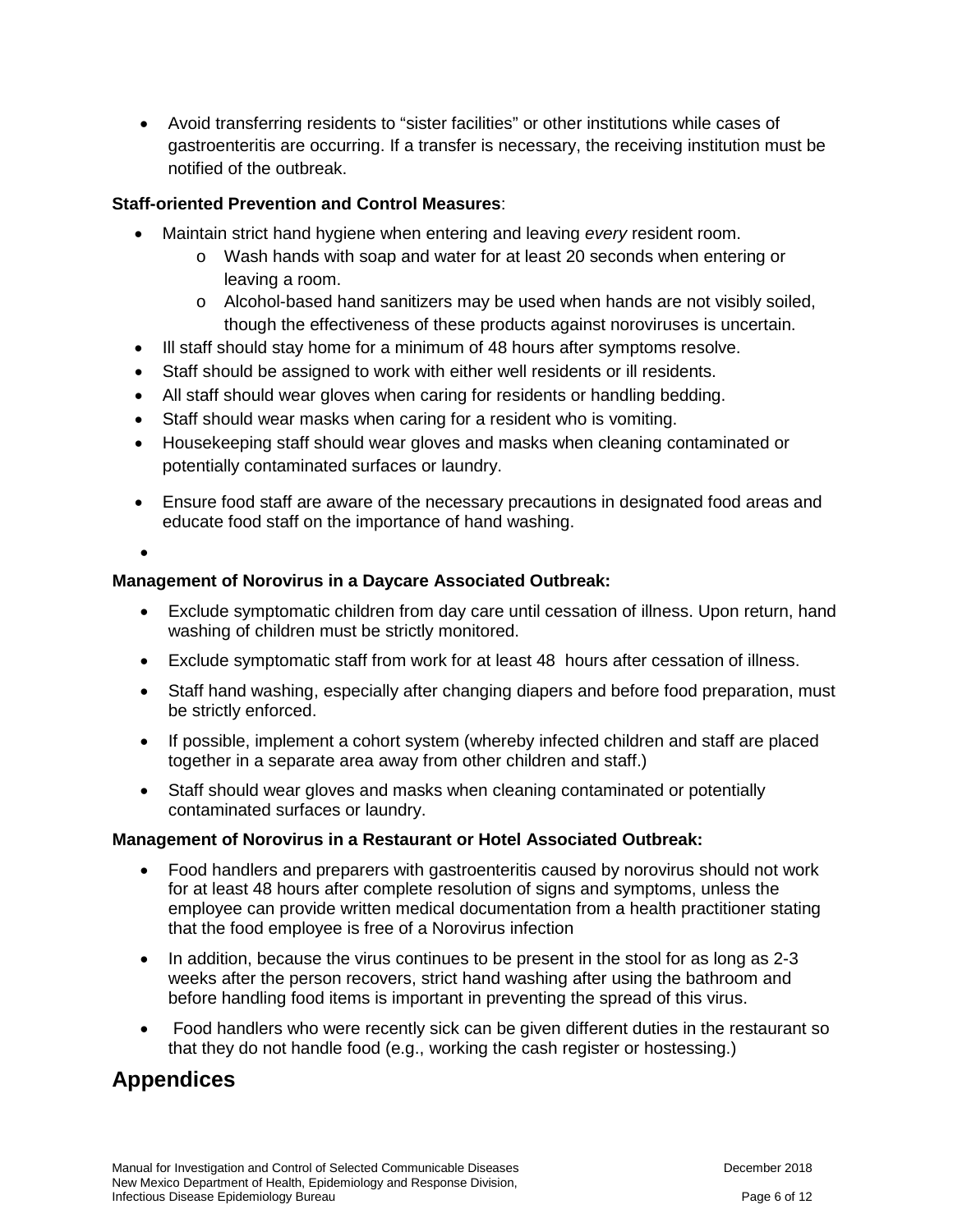- Avoid transferring residents to "sister facilities" or other institutions while cases of gastroenteritis are occurring. If a transfer is necessary, the receiving institution must be notified of the outbreak.

**Staff-oriented Prevention and Control Measures**:

- Maintain strict hand hygiene when entering and leaving *every* resident room.
  - Wash hands with soap and water for at least 20 seconds when entering or leaving a room.
  - Alcohol-based hand sanitizers may be used when hands are not visibly soiled, though the effectiveness of these products against noroviruses is uncertain.
- Ill staff should stay home for a minimum of 48 hours after symptoms resolve.
- Staff should be assigned to work with either well residents or ill residents.
- All staff should wear gloves when caring for residents or handling bedding.
- Staff should wear masks when caring for a resident who is vomiting.
- Housekeeping staff should wear gloves and masks when cleaning contaminated or potentially contaminated surfaces or laundry.
- Ensure food staff are aware of the necessary precautions in designated food areas and educate food staff on the importance of hand washing.

**Management of Norovirus in a Daycare Associated Outbreak:**

- Exclude symptomatic children from day care until cessation of illness. Upon return, hand washing of children must be strictly monitored.
- Exclude symptomatic staff from work for at least 48 hours after cessation of illness.
- Staff hand washing, especially after changing diapers and before food preparation, must be strictly enforced.
- If possible, implement a cohort system (whereby infected children and staff are placed together in a separate area away from other children and staff.)
- Staff should wear gloves and masks when cleaning contaminated or potentially contaminated surfaces or laundry.

**Management of Norovirus in a Restaurant or Hotel Associated Outbreak:**

- Food handlers and preparers with gastroenteritis caused by norovirus should not work for at least 48 hours after complete resolution of signs and symptoms, unless the employee can provide written medical documentation from a health practitioner stating that the food employee is free of a Norovirus infection
- In addition, because the virus continues to be present in the stool for as long as 2-3 weeks after the person recovers, strict hand washing after using the bathroom and before handling food items is important in preventing the spread of this virus.
- Food handlers who were recently sick can be given different duties in the restaurant so that they do not handle food (e.g., working the cash register or hostessing.)

# Appendices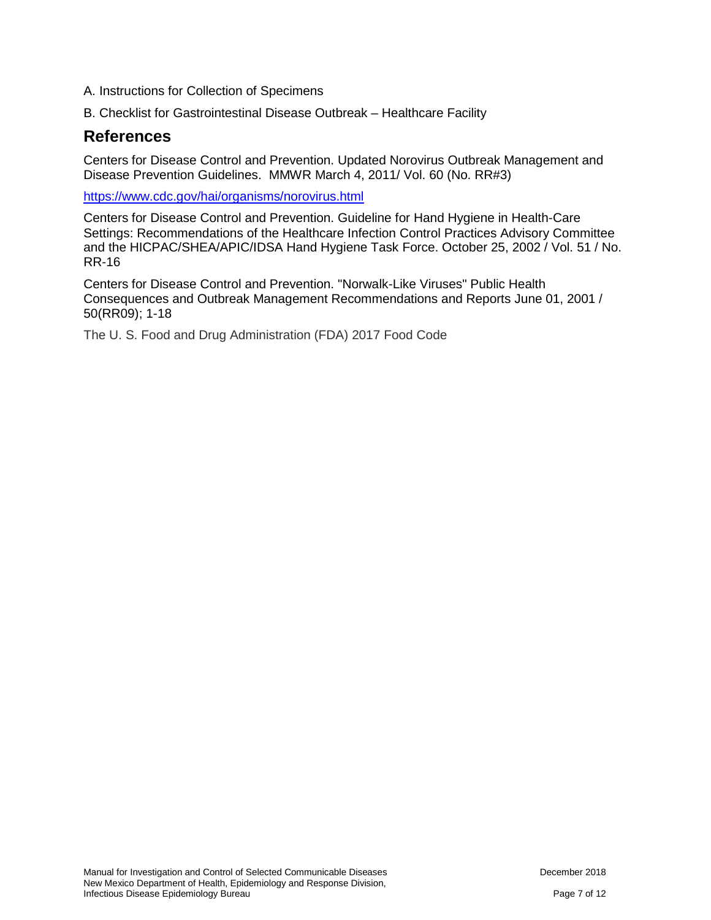A. Instructions for Collection of Specimens

B. Checklist for Gastrointestinal Disease Outbreak – Healthcare Facility

## References

Centers for Disease Control and Prevention. Updated Norovirus Outbreak Management and Disease Prevention Guidelines. MMWR March 4, 2011/ Vol. 60 (No. RR#3)

https://www.cdc.gov/hai/organisms/norovirus.html

Centers for Disease Control and Prevention. Guideline for Hand Hygiene in Health-Care Settings: Recommendations of the Healthcare Infection Control Practices Advisory Committee and the HICPAC/SHEA/APIC/IDSA Hand Hygiene Task Force. October 25, 2002 / Vol. 51 / No. RR-16

Centers for Disease Control and Prevention. "Norwalk-Like Viruses" Public Health Consequences and Outbreak Management Recommendations and Reports June 01, 2001 / 50(RR09); 1-18

The U. S. Food and Drug Administration (FDA) 2017 Food Code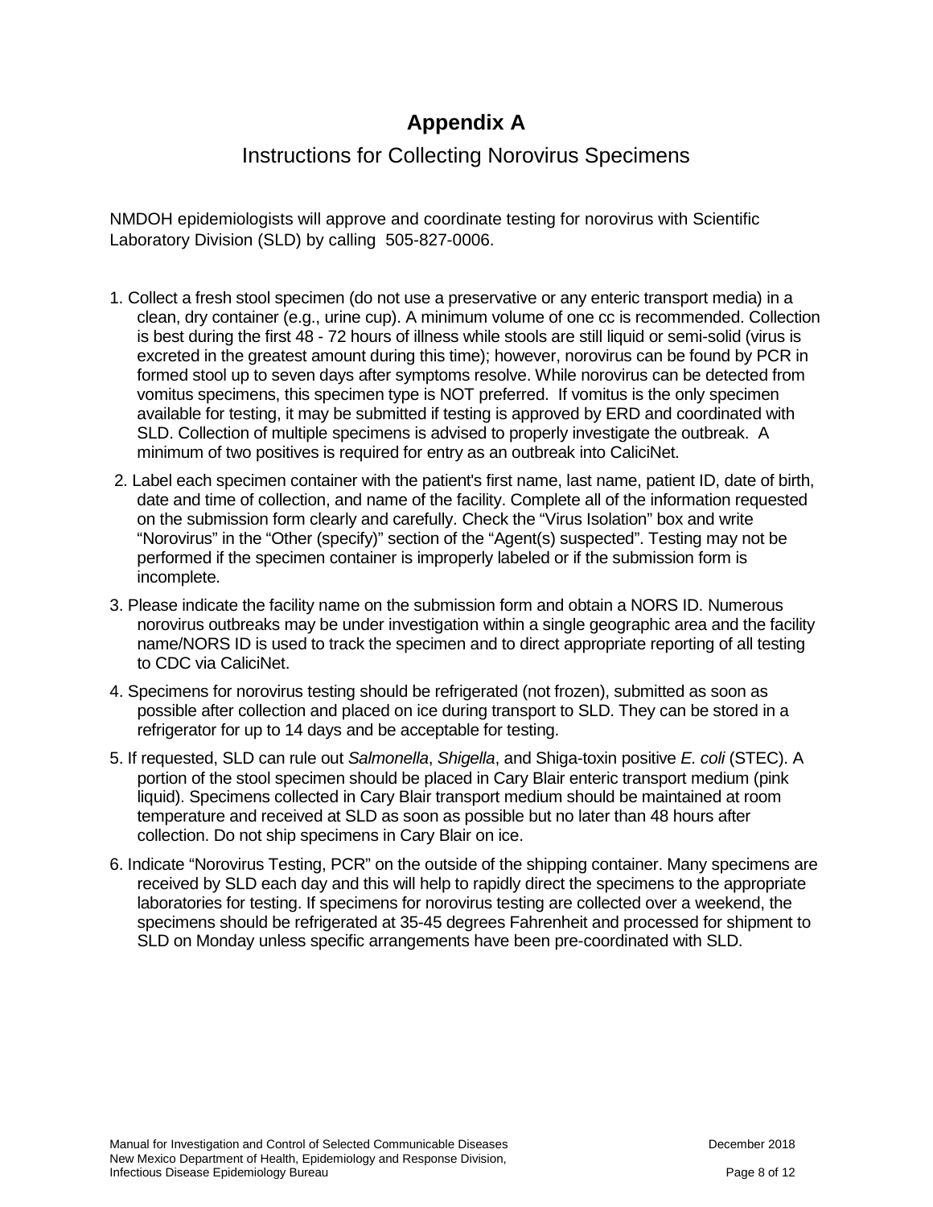# Appendix A

## Instructions for Collecting Norovirus Specimens

NMDOH epidemiologists will approve and coordinate testing for norovirus with Scientific Laboratory Division (SLD) by calling 505-827-0006.

1. Collect a fresh stool specimen (do not use a preservative or any enteric transport media) in a clean, dry container (e.g., urine cup). A minimum volume of one cc is recommended. Collection is best during the first 48 - 72 hours of illness while stools are still liquid or semi-solid (virus is excreted in the greatest amount during this time); however, norovirus can be found by PCR in formed stool up to seven days after symptoms resolve. While norovirus can be detected from vomitus specimens, this specimen type is NOT preferred. If vomitus is the only specimen available for testing, it may be submitted if testing is approved by ERD and coordinated with SLD. Collection of multiple specimens is advised to properly investigate the outbreak. A minimum of two positives is required for entry as an outbreak into CaliciNet.
2. Label each specimen container with the patient's first name, last name, patient ID, date of birth, date and time of collection, and name of the facility. Complete all of the information requested on the submission form clearly and carefully. Check the "Virus Isolation" box and write "Norovirus" in the "Other (specify)" section of the "Agent(s) suspected". Testing may not be performed if the specimen container is improperly labeled or if the submission form is incomplete.
3. Please indicate the facility name on the submission form and obtain a NORS ID. Numerous norovirus outbreaks may be under investigation within a single geographic area and the facility name/NORS ID is used to track the specimen and to direct appropriate reporting of all testing to CDC via CaliciNet.
4. Specimens for norovirus testing should be refrigerated (not frozen), submitted as soon as possible after collection and placed on ice during transport to SLD. They can be stored in a refrigerator for up to 14 days and be acceptable for testing.
5. If requested, SLD can rule out *Salmonella*, *Shigella*, and Shiga-toxin positive *E. coli* (STEC). A portion of the stool specimen should be placed in Cary Blair enteric transport medium (pink liquid). Specimens collected in Cary Blair transport medium should be maintained at room temperature and received at SLD as soon as possible but no later than 48 hours after collection. Do not ship specimens in Cary Blair on ice.
6. Indicate "Norovirus Testing, PCR" on the outside of the shipping container. Many specimens are received by SLD each day and this will help to rapidly direct the specimens to the appropriate laboratories for testing. If specimens for norovirus testing are collected over a weekend, the specimens should be refrigerated at 35-45 degrees Fahrenheit and processed for shipment to SLD on Monday unless specific arrangements have been pre-coordinated with SLD.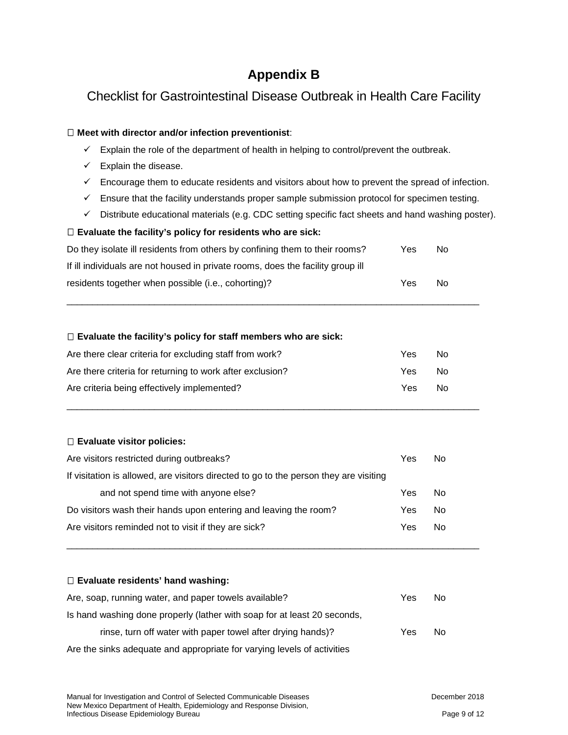# Appendix B

## Checklist for Gastrointestinal Disease Outbreak in Health Care Facility

☐ **Meet with director and/or infection preventionist**:

- ✓ Explain the role of the department of health in helping to control/prevent the outbreak.
- ✓ Explain the disease.
- ✓ Encourage them to educate residents and visitors about how to prevent the spread of infection.
- ✓ Ensure that the facility understands proper sample submission protocol for specimen testing.
- ✓ Distribute educational materials (e.g. CDC setting specific fact sheets and hand washing poster).

☐ **Evaluate the facility's policy for residents who are sick:**

Do they isolate ill residents from others by confining them to their rooms? Yes No

If ill individuals are not housed in private rooms, does the facility group ill residents together when possible (i.e., cohorting)? Yes No

________________________________________________________________________________

☐ **Evaluate the facility's policy for staff members who are sick:**

Are there clear criteria for excluding staff from work? Yes No

Are there criteria for returning to work after exclusion? Yes No

Are criteria being effectively implemented? Yes No

________________________________________________________________________________

☐ **Evaluate visitor policies:**

Are visitors restricted during outbreaks? Yes No

If visitation is allowed, are visitors directed to go to the person they are visiting and not spend time with anyone else? Yes No

Do visitors wash their hands upon entering and leaving the room? Yes No

Are visitors reminded not to visit if they are sick? Yes No

________________________________________________________________________________

☐ **Evaluate residents' hand washing:**

Are, soap, running water, and paper towels available? Yes No

Is hand washing done properly (lather with soap for at least 20 seconds, rinse, turn off water with paper towel after drying hands)? Yes No

Are the sinks adequate and appropriate for varying levels of activities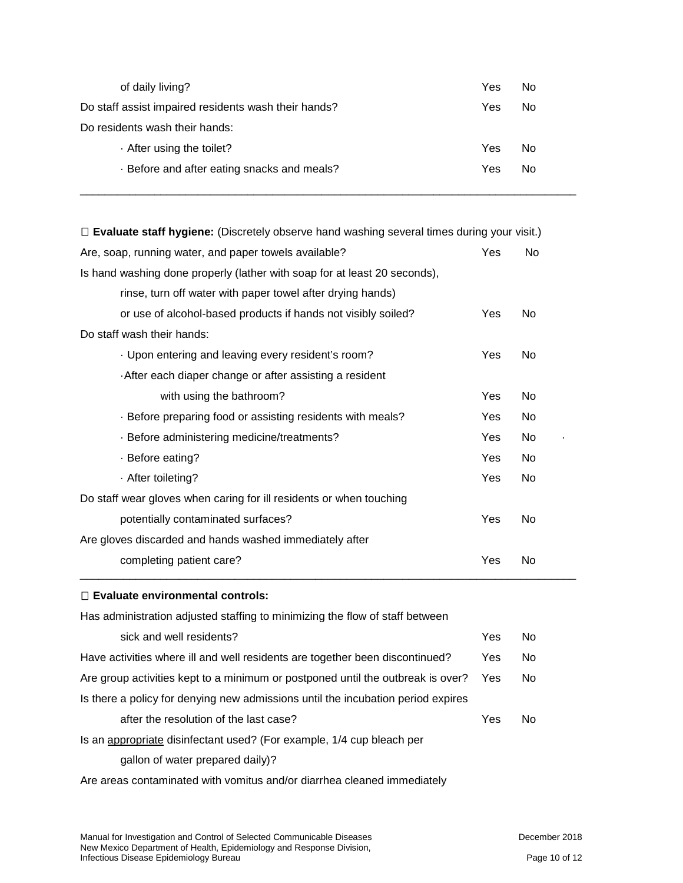| | | |
|---|---|---|
| of daily living? | Yes | No |
| Do staff assist impaired residents wash their hands? | Yes | No |
| Do residents wash their hands: | | |
| · After using the toilet? | Yes | No |
| · Before and after eating snacks and meals? | Yes | No |

---

☐ **Evaluate staff hygiene:** (Discretely observe hand washing several times during your visit.)

| | | |
|---|---|---|
| Are, soap, running water, and paper towels available? | Yes | No |
| Is hand washing done properly (lather with soap for at least 20 seconds), rinse, turn off water with paper towel after drying hands) or use of alcohol-based products if hands not visibly soiled? | Yes | No |
| Do staff wash their hands: | | |
| · Upon entering and leaving every resident's room? | Yes | No |
| ·After each diaper change or after assisting a resident with using the bathroom? | Yes | No |
| · Before preparing food or assisting residents with meals? | Yes | No |
| · Before administering medicine/treatments? | Yes | No |
| · Before eating? | Yes | No |
| · After toileting? | Yes | No |
| Do staff wear gloves when caring for ill residents or when touching potentially contaminated surfaces? | Yes | No |
| Are gloves discarded and hands washed immediately after completing patient care? | Yes | No |

---

☐ **Evaluate environmental controls:**

| | | |
|---|---|---|
| Has administration adjusted staffing to minimizing the flow of staff between sick and well residents? | Yes | No |
| Have activities where ill and well residents are together been discontinued? | Yes | No |
| Are group activities kept to a minimum or postponed until the outbreak is over? | Yes | No |
| Is there a policy for denying new admissions until the incubation period expires after the resolution of the last case? | Yes | No |

Is an <u>appropriate</u> disinfectant used? (For example, 1/4 cup bleach per gallon of water prepared daily)?

Are areas contaminated with vomitus and/or diarrhea cleaned immediately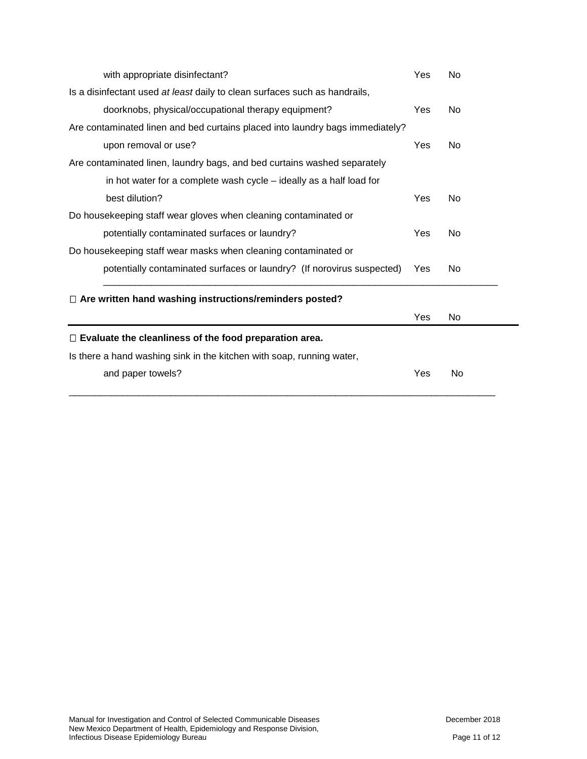with appropriate disinfectant? Yes No

Is a disinfectant used *at least* daily to clean surfaces such as handrails, doorknobs, physical/occupational therapy equipment? Yes No

Are contaminated linen and bed curtains placed into laundry bags immediately? upon removal or use? Yes No

Are contaminated linen, laundry bags, and bed curtains washed separately in hot water for a complete wash cycle – ideally as a half load for best dilution? Yes No

Do housekeeping staff wear gloves when cleaning contaminated or potentially contaminated surfaces or laundry? Yes No

Do housekeeping staff wear masks when cleaning contaminated or potentially contaminated surfaces or laundry? (If norovirus suspected) Yes No

_______________________________________________________________________________

☐ **Are written hand washing instructions/reminders posted?**

Yes No

---

☐ **Evaluate the cleanliness of the food preparation area.**

Is there a hand washing sink in the kitchen with soap, running water, and paper towels? Yes No

_______________________________________________________________________________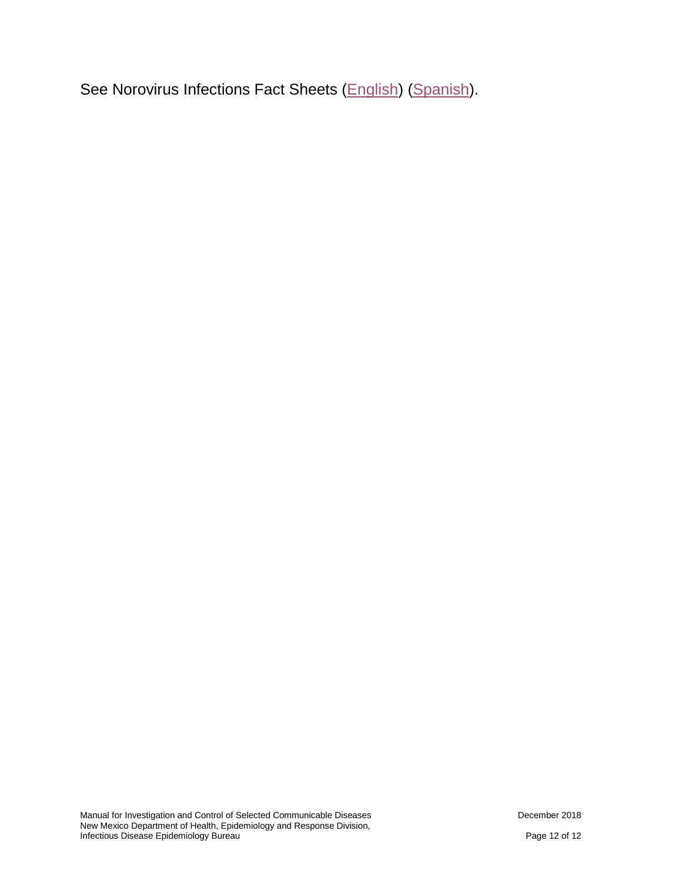See Norovirus Infections Fact Sheets (English) (Spanish).